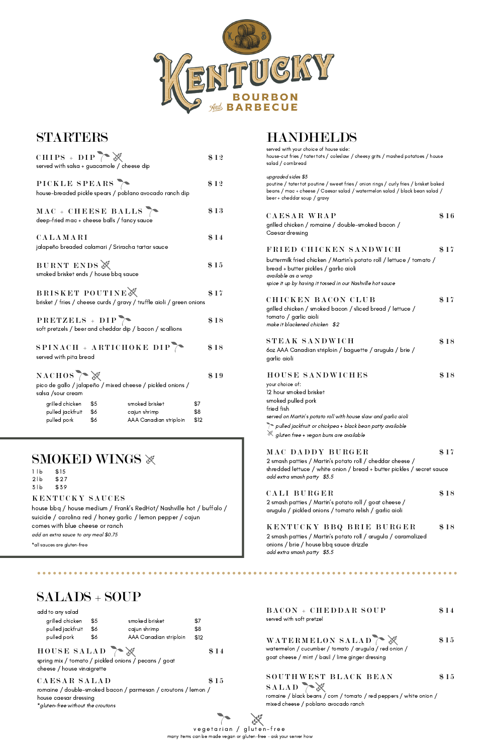# KENTUCKY BOURBON And BARBECUE

## STARTERS

**CHIPS + DIP** — $12
served with salsa + guacamole + cheese dip

**PICKLE SPEARS** — $12
house-breaded pickle spears / poblano avocado ranch dip

**MAC + CHEESE BALLS** — $13
deep-fried mac + cheese balls / fancy sauce

**CALAMARI** — $14
jalapeño breaded calamari / Sriracha tartar sauce

**BURNT ENDS** — $15
smoked brisket ends / house bbq sauce

**BRISKET POUTINE** — $17
brisket / fries / cheese curds / gravy / truffle aioli / green onions

**PRETZELS + DIP** — $18
soft pretzels / beer and cheddar dip / bacon / scallions

**SPINACH + ARTICHOKE DIP** — $18
served with pita bread

**NACHOS** — $19
pico de gallo / jalapeño / mixed cheese / pickled onions / salsa /sour cream

| | | | |
|---|---|---|---|
| grilled chicken | $5 | smoked brisket | $7 |
| pulled jackfruit | $6 | cajun shrimp | $8 |
| pulled pork | $6 | AAA Canadian striploin | $12 |

## SMOKED WINGS

1 lb $15
2 lb $27
3 lb $39

### KENTUCKY SAUCES

house bbq / house medium / Frank's RedHot/ Nashville hot / buffalo / suicide / carolina red / honey garlic / lemon pepper / cajun
comes with blue cheese or ranch

*add an extra sauce to any meal $0.75*

*all sauces are gluten-free

## HANDHELDS

served with your choice of house side:
house-cut fries / tater tots / coleslaw / cheesy grits / mashed potatoes / house salad / cornbread

*upgraded sides $3*
poutine / tater tot poutine / sweet fries / onion rings / curly fries / brisket baked beans / mac + cheese / Caesar salad / watermelon salad / black bean salad / beer + cheddar soup / gravy

**CAESAR WRAP** — $16
grilled chicken / romaine / double-smoked bacon / Caesar dressing

**FRIED CHICKEN SANDWICH** — $17
buttermilk fried chicken / Martin's potato roll / lettuce / tomato / bread + butter pickles / garlic aioli
*available as a wrap*
*spice it up by having it tossed in our Nashville hot sauce*

**CHICKEN BACON CLUB** — $17
grilled chicken / smoked bacon / sliced bread / lettuce / tomato / garlic aioli
*make it blackened chicken $2*

**STEAK SANDWICH** — $18
6oz AAA Canadian striploin / baguette / arugula / brie / garlic aioli

**HOUSE SANDWICHES** — $18
your choice of:
12 hour smoked brisket
smoked pulled pork
fried fish
*served on Martin's potato roll with house slaw and garlic aioli*
*pulled jackfruit or chickpea + black bean patty available*
*gluten free + vegan buns are available*

**MAC DADDY BURGER** — $17
2 smash patties / Martin's potato roll / cheddar cheese / shredded lettuce / white onion / bread + butter pickles / secret sauce
*add extra smash patty $3.5*

**CALI BURGER** — $18
2 smash patties / Martin's potato roll / goat cheese / arugula / pickled onions / tomato relish / garlic aioli

**KENTUCKY BBQ BRIE BURGER** — $18
2 smash patties / Martin's potato roll / arugula / caramalized onions / brie / house bbq sauce drizzle
*add extra smash patty $3.5*

## SALADS + SOUP

add to any salad

| | | | |
|---|---|---|---|
| grilled chicken | $5 | smoked brisket | $7 |
| pulled jackfruit | $6 | cajun shrimp | $8 |
| pulled pork | $6 | AAA Canadian striploin | $12 |

**HOUSE SALAD** — $14
spring mix / tomato / pickled onions / pecans / goat cheese / house vinaigrette

**CAESAR SALAD** — $15
romaine / double-smoked bacon / parmesan / croutons / lemon / house caesar dressing
*gluten-free without the croutons*

**BACON + CHEDDAR SOUP** — $14
served with soft pretzel

**WATERMELON SALAD** — $15
watermelon / cucumber / tomato / arugula / red onion / goat cheese / mint / basil / lime ginger dressing

**SOUTHWEST BLACK BEAN SALAD** — $15
romaine / black beans / corn / tomato / red peppers / white onion / mixed cheese / poblano avocado ranch

vegetarian / gluten-free

many items can be made vegan or gluten-free - ask your server how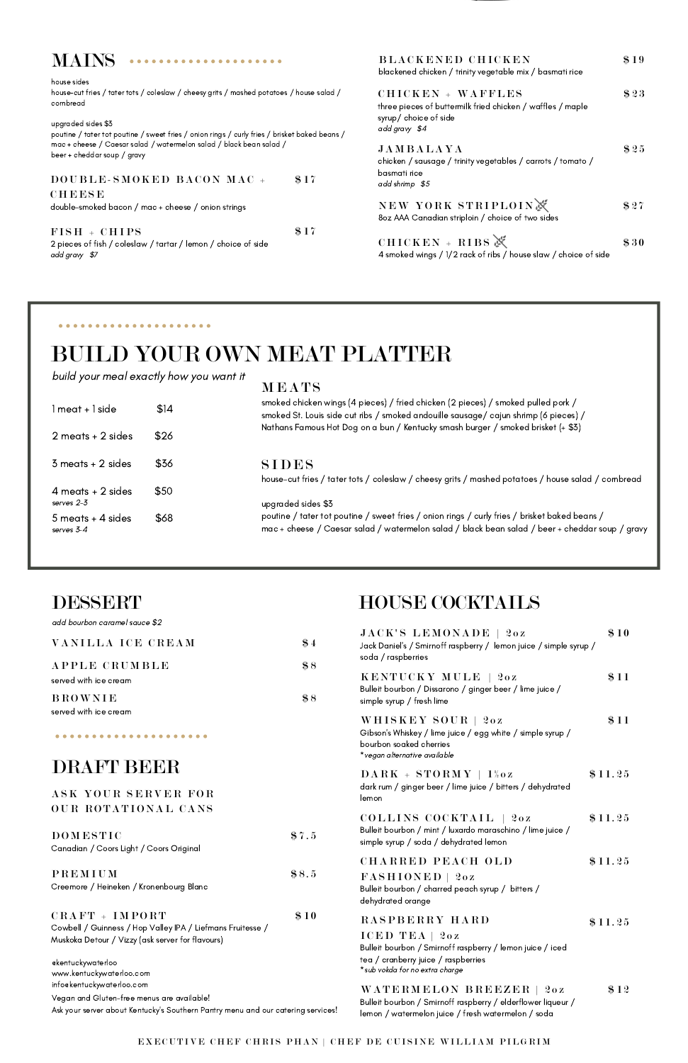# MAINS

house sides
house-cut fries / tater tots / coleslaw / cheesy grits / mashed potatoes / house salad / cornbread

upgraded sides $3
poutine / tater tot poutine / sweet fries / onion rings / curly fries / brisket baked beans / mac + cheese / Caesar salad / watermelon salad / black bean salad / beer + cheddar soup / gravy

### DOUBLE-SMOKED BACON MAC + CHEESE — $17
double-smoked bacon / mac + cheese / onion strings

### FISH + CHIPS — $17
2 pieces of fish / coleslaw / tartar / lemon / choice of side
*add gravy $7*

### BLACKENED CHICKEN — $19
blackened chicken / trinity vegetable mix / basmati rice

### CHICKEN + WAFFLES — $23
three pieces of buttermilk fried chicken / waffles / maple syrup / choice of side
*add gravy $4*

### JAMBALAYA — $25
chicken / sausage / trinity vegetables / carrots / tomato / basmati rice
*add shrimp $5*

### NEW YORK STRIPLOIN — $27
8oz AAA Canadian striploin / choice of two sides

### CHICKEN + RIBS — $30
4 smoked wings / 1/2 rack of ribs / house slaw / choice of side

# BUILD YOUR OWN MEAT PLATTER

*build your meal exactly how you want it*

| | |
|---|---|
| 1 meat + 1 side | $14 |
| 2 meats + 2 sides | $26 |
| 3 meats + 2 sides | $36 |
| 4 meats + 2 sides (serves 2-3) | $50 |
| 5 meats + 4 sides (serves 3-4) | $68 |

### MEATS
smoked chicken wings (4 pieces) / fried chicken (2 pieces) / smoked pulled pork / smoked St. Louis side cut ribs / smoked andouille sausage/ cajun shrimp (6 pieces) / Nathans Famous Hot Dog on a bun / Kentucky smash burger / smoked brisket (+ $3)

### SIDES
house-cut fries / tater tots / coleslaw / cheesy grits / mashed potatoes / house salad / cornbread

upgraded sides $3
poutine / tater tot poutine / sweet fries / onion rings / curly fries / brisket baked beans / mac + cheese / Caesar salad / watermelon salad / black bean salad / beer + cheddar soup / gravy

# DESSERT

*add bourbon caramel sauce $2*

### VANILLA ICE CREAM — $4

### APPLE CRUMBLE — $8
served with ice cream

### BROWNIE — $8
served with ice cream

# DRAFT BEER

### ASK YOUR SERVER FOR OUR ROTATIONAL CANS

### DOMESTIC — $7.5
Canadian / Coors Light / Coors Original

### PREMIUM — $8.5
Creemore / Heineken / Kronenbourg Blanc

### CRAFT + IMPORT — $10
Cowbell / Guinness / Hop Valley IPA / Liefmans Fruitesse / Muskoka Detour / Vizzy (ask server for flavours)

@kentuckywaterloo
www.kentuckywaterloo.com
info@kentuckywaterloo.com
Vegan and Gluten-free menus are available!
Ask your server about Kentucky's Southern Pantry menu and our catering services!

# HOUSE COCKTAILS

### JACK'S LEMONADE | 2oz — $10
Jack Daniel's / Smirnoff raspberry / lemon juice / simple syrup / soda / raspberries

### KENTUCKY MULE | 2oz — $11
Bulleit bourbon / Dissarono / ginger beer / lime juice / simple syrup / fresh lime

### WHISKEY SOUR | 2oz — $11
Gibson's Whiskey / lime juice / egg white / simple syrup / bourbon soaked cherries
*vegan alternative available

### DARK + STORMY | 1½oz — $11.25
dark rum / ginger beer / lime juice / bitters / dehydrated lemon

### COLLINS COCKTAIL | 2oz — $11.25
Bulleit bourbon / mint / luxardo maraschino / lime juice / simple syrup / soda / dehydrated lemon

### CHARRED PEACH OLD FASHIONED | 2oz — $11.25
Bulleit bourbon / charred peach syrup / bitters / dehydrated orange

### RASPBERRY HARD ICED TEA | 2oz — $11.25
Bulleit bourbon / Smirnoff raspberry / lemon juice / iced tea / cranberry juice / raspberries
*sub vokda for no extra charge

### WATERMELON BREEZER | 2oz — $12
Bulleit bourbon / Smirnoff raspberry / elderflower liqueur / lemon / watermelon juice / fresh watermelon / soda

EXECUTIVE CHEF CHRIS PHAN | CHEF DE CUISINE WILLIAM PILGRIM